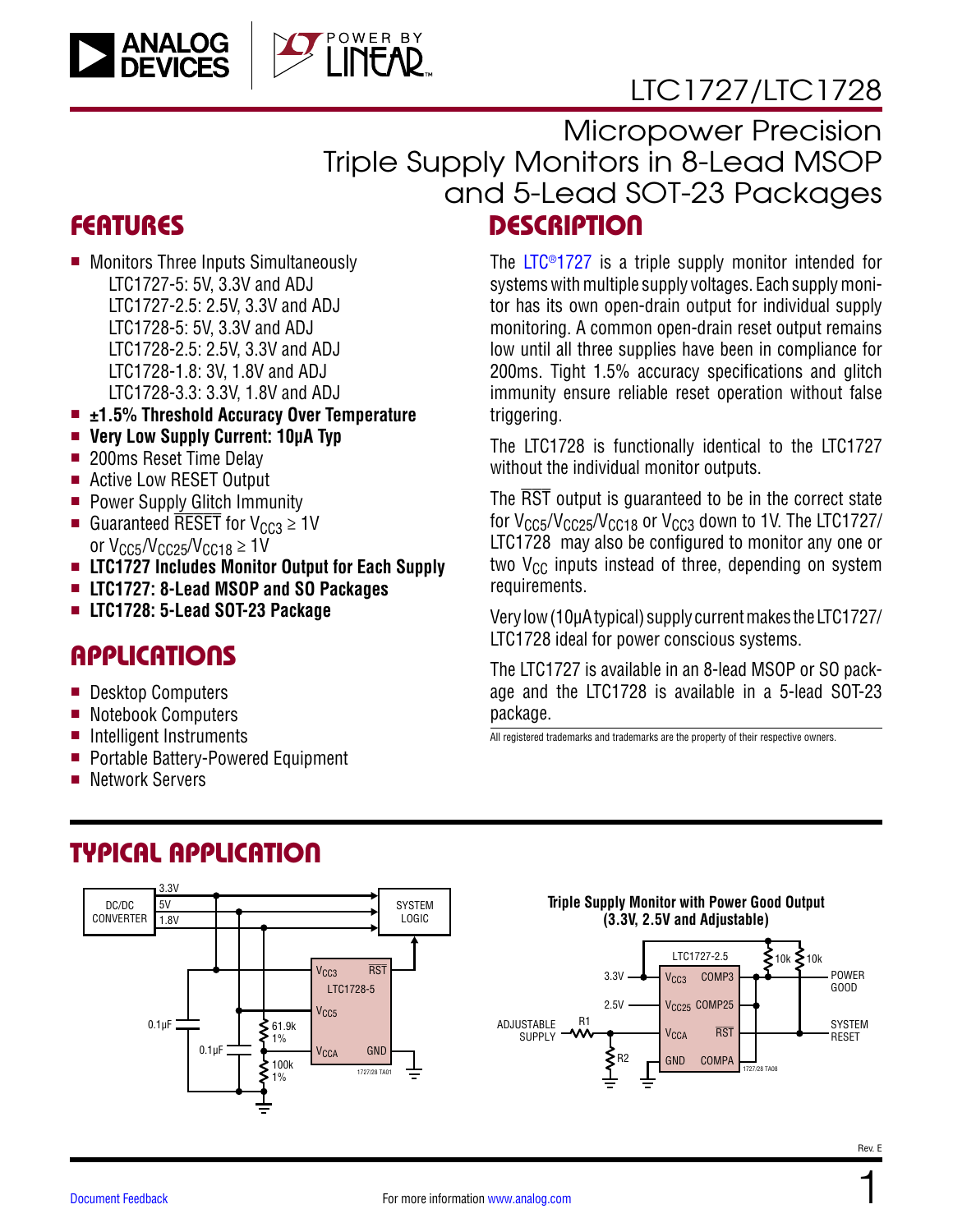# LTC1727/LTC1728

## Micropower Precision Triple Supply Monitors in 8-Lead MSOP and 5-Lead SOT-23 Packages

## FEATURES

- Monitors Three Inputs Simultaneously
  - LTC1727-5: 5V, 3.3V and ADJ
  - LTC1727-2.5: 2.5V, 3.3V and ADJ
  - LTC1728-5: 5V, 3.3V and ADJ
  - LTC1728-2.5: 2.5V, 3.3V and ADJ
  - LTC1728-1.8: 3V, 1.8V and ADJ
  - LTC1728-3.3: 3.3V, 1.8V and ADJ
- **±1.5% Threshold Accuracy Over Temperature**
- **Very Low Supply Current: 10µA Typ**
- 200ms Reset Time Delay
- Active Low RESET Output
- Power Supply Glitch Immunity
- Guaranteed RESET for $V_{CC3} \geq 1V$ or $V_{CC5}/V_{CC25}/V_{CC18} \geq 1V$
- **LTC1727 Includes Monitor Output for Each Supply**
- **LTC1727: 8-Lead MSOP and SO Packages**
- **LTC1728: 5-Lead SOT-23 Package**

## APPLICATIONS

- Desktop Computers
- Notebook Computers
- Intelligent Instruments
- Portable Battery-Powered Equipment
- Network Servers

## DESCRIPTION

The LTC®1727 is a triple supply monitor intended for systems with multiple supply voltages. Each supply monitor has its own open-drain output for individual supply monitoring. A common open-drain reset output remains low until all three supplies have been in compliance for 200ms. Tight 1.5% accuracy specifications and glitch immunity ensure reliable reset operation without false triggering.

The LTC1728 is functionally identical to the LTC1727 without the individual monitor outputs.

The RST output is guaranteed to be in the correct state for $V_{CC5}/V_{CC25}/V_{CC18}$ or $V_{CC3}$ down to 1V. The LTC1727/LTC1728 may also be configured to monitor any one or two $V_{CC}$ inputs instead of three, depending on system requirements.

Very low (10µA typical) supply current makes the LTC1727/LTC1728 ideal for power conscious systems.

The LTC1727 is available in an 8-lead MSOP or SO package and the LTC1728 is available in a 5-lead SOT-23 package.

All registered trademarks and trademarks are the property of their respective owners.

## TYPICAL APPLICATION

Triple Supply Monitor with Power Good Output (3.3V, 2.5V and Adjustable)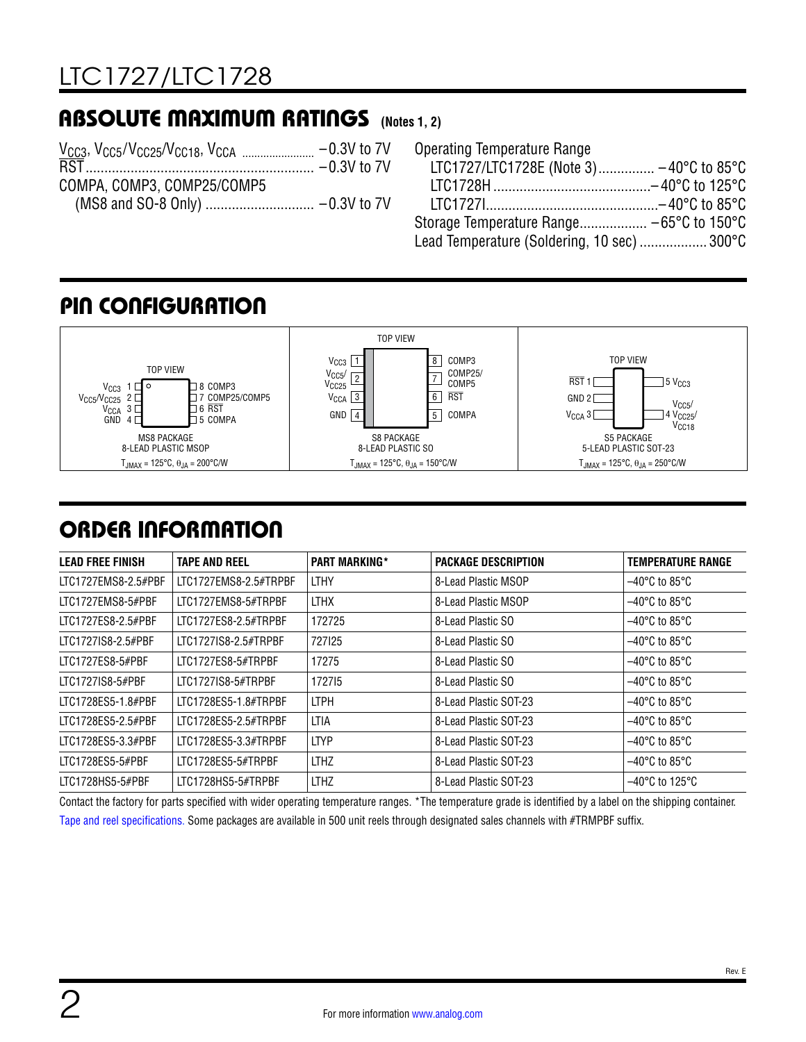## ABSOLUTE MAXIMUM RATINGS (Notes 1, 2)

$V_{CC3}$, $V_{CC5}/V_{CC25}/V_{CC18}$, $V_{CCA}$ ........................ –0.3V to 7V
RST ............................................................ –0.3V to 7V
COMPA, COMP3, COMP25/COMP5
(MS8 and SO-8 Only) ............................ –0.3V to 7V

Operating Temperature Range
LTC1727/LTC1728E (Note 3)............... –40°C to 85°C
LTC1728H .........................................–40°C to 125°C
LTC1727I.............................................–40°C to 85°C
Storage Temperature Range.................. –65°C to 150°C
Lead Temperature (Soldering, 10 sec) .................. 300°C

## PIN CONFIGURATION

**MS8 PACKAGE, 8-LEAD PLASTIC MSOP** (TOP VIEW)
$V_{CC3}$ 1, $V_{CC5}/V_{CC25}$ 2, $V_{CCA}$ 3, GND 4, COMPA 5, RST 6, COMP25/COMP5 7, COMP3 8
$T_{JMAX}$ = 125°C, $\theta_{JA}$ = 200°C/W

**S8 PACKAGE, 8-LEAD PLASTIC SO** (TOP VIEW)
$V_{CC3}$ 1, $V_{CC5}/V_{CC25}$ 2, $V_{CCA}$ 3, GND 4, COMPA 5, RST 6, COMP25/COMP5 7, COMP3 8
$T_{JMAX}$ = 125°C, $\theta_{JA}$ = 150°C/W

**S5 PACKAGE, 5-LEAD PLASTIC SOT-23** (TOP VIEW)
RST 1, GND 2, $V_{CCA}$ 3, $V_{CC5}/V_{CC25}/V_{CC18}$ 4, $V_{CC3}$ 5
$T_{JMAX}$ = 125°C, $\theta_{JA}$ = 250°C/W

## ORDER INFORMATION

| LEAD FREE FINISH | TAPE AND REEL | PART MARKING* | PACKAGE DESCRIPTION | TEMPERATURE RANGE |
|---|---|---|---|---|
| LTC1727EMS8-2.5#PBF | LTC1727EMS8-2.5#TRPBF | LTHY | 8-Lead Plastic MSOP | –40°C to 85°C |
| LTC1727EMS8-5#PBF | LTC1727EMS8-5#TRPBF | LTHX | 8-Lead Plastic MSOP | –40°C to 85°C |
| LTC1727ES8-2.5#PBF | LTC1727ES8-2.5#TRPBF | 172725 | 8-Lead Plastic SO | –40°C to 85°C |
| LTC1727IS8-2.5#PBF | LTC1727IS8-2.5#TRPBF | 727I25 | 8-Lead Plastic SO | –40°C to 85°C |
| LTC1727ES8-5#PBF | LTC1727ES8-5#TRPBF | 17275 | 8-Lead Plastic SO | –40°C to 85°C |
| LTC1727IS8-5#PBF | LTC1727IS8-5#TRPBF | 1727I5 | 8-Lead Plastic SO | –40°C to 85°C |
| LTC1728ES5-1.8#PBF | LTC1728ES5-1.8#TRPBF | LTPH | 8-Lead Plastic SOT-23 | –40°C to 85°C |
| LTC1728ES5-2.5#PBF | LTC1728ES5-2.5#TRPBF | LTIA | 8-Lead Plastic SOT-23 | –40°C to 85°C |
| LTC1728ES5-3.3#PBF | LTC1728ES5-3.3#TRPBF | LTYP | 8-Lead Plastic SOT-23 | –40°C to 85°C |
| LTC1728ES5-5#PBF | LTC1728ES5-5#TRPBF | LTHZ | 8-Lead Plastic SOT-23 | –40°C to 85°C |
| LTC1728HS5-5#PBF | LTC1728HS5-5#TRPBF | LTHZ | 8-Lead Plastic SOT-23 | –40°C to 125°C |

Contact the factory for parts specified with wider operating temperature ranges. *The temperature grade is identified by a label on the shipping container.

Tape and reel specifications. Some packages are available in 500 unit reels through designated sales channels with #TRMPBF suffix.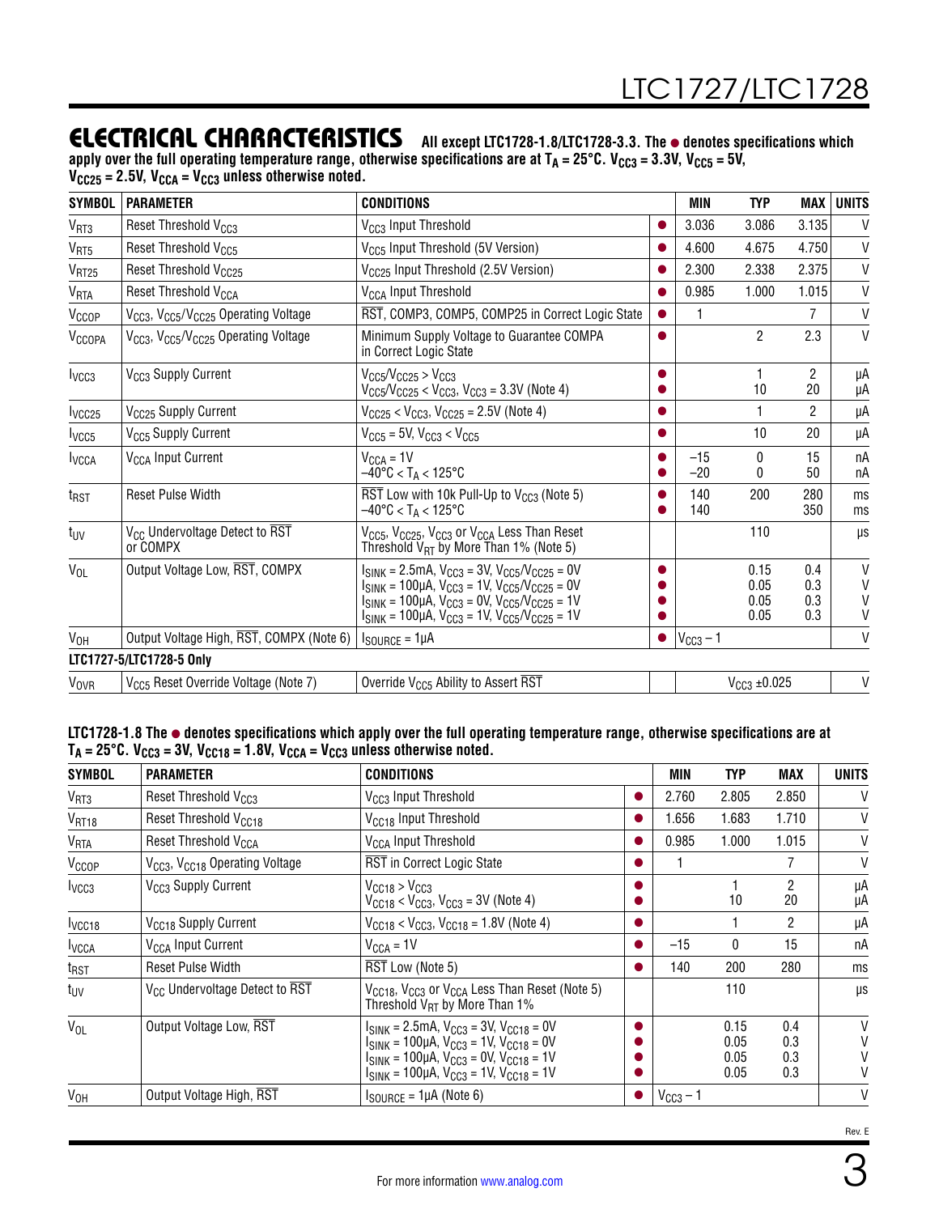## ELECTRICAL CHARACTERISTICS

**All except LTC1728-1.8/LTC1728-3.3. The ● denotes specifications which apply over the full operating temperature range, otherwise specifications are at $T_A$ = 25°C. $V_{CC3}$ = 3.3V, $V_{CC5}$ = 5V, $V_{CC25}$ = 2.5V, $V_{CCA}$ = $V_{CC3}$ unless otherwise noted.**

| SYMBOL | PARAMETER | CONDITIONS | | MIN | TYP | MAX | UNITS |
|---|---|---|---|---|---|---|---|
| $V_{RT3}$ | Reset Threshold $V_{CC3}$ | $V_{CC3}$ Input Threshold | ● | 3.036 | 3.086 | 3.135 | V |
| $V_{RT5}$ | Reset Threshold $V_{CC5}$ | $V_{CC5}$ Input Threshold (5V Version) | ● | 4.600 | 4.675 | 4.750 | V |
| $V_{RT25}$ | Reset Threshold $V_{CC25}$ | $V_{CC25}$ Input Threshold (2.5V Version) | ● | 2.300 | 2.338 | 2.375 | V |
| $V_{RTA}$ | Reset Threshold $V_{CCA}$ | $V_{CCA}$ Input Threshold | ● | 0.985 | 1.000 | 1.015 | V |
| $V_{CCOP}$ | $V_{CC3}$, $V_{CC5}$/$V_{CC25}$ Operating Voltage | $\overline{RST}$, COMP3, COMP5, COMP25 in Correct Logic State | ● | 1 | | 7 | V |
| $V_{CCOPA}$ | $V_{CC3}$, $V_{CC5}$/$V_{CC25}$ Operating Voltage | Minimum Supply Voltage to Guarantee COMPA in Correct Logic State | ● | | 2 | 2.3 | V |
| $I_{VCC3}$ | $V_{CC3}$ Supply Current | $V_{CC5}$/$V_{CC25}$ > $V_{CC3}$<br>$V_{CC5}$/$V_{CC25}$ < $V_{CC3}$, $V_{CC3}$ = 3.3V (Note 4) | ●<br>● | | 1<br>10 | 2<br>20 | µA<br>µA |
| $I_{VCC25}$ | $V_{CC25}$ Supply Current | $V_{CC25}$ < $V_{CC3}$, $V_{CC25}$ = 2.5V (Note 4) | ● | | 1 | 2 | µA |
| $I_{VCC5}$ | $V_{CC5}$ Supply Current | $V_{CC5}$ = 5V, $V_{CC3}$ < $V_{CC5}$ | ● | | 10 | 20 | µA |
| $I_{VCCA}$ | $V_{CCA}$ Input Current | $V_{CCA}$ = 1V<br>–40°C < $T_A$ < 125°C | ●<br>● | –15<br>–20 | 0<br>0 | 15<br>50 | nA<br>nA |
| $t_{RST}$ | Reset Pulse Width | $\overline{RST}$ Low with 10k Pull-Up to $V_{CC3}$ (Note 5)<br>–40°C < $T_A$ < 125°C | ●<br>● | 140<br>140 | 200 | 280<br>350 | ms<br>ms |
| $t_{UV}$ | $V_{CC}$ Undervoltage Detect to $\overline{RST}$ or COMPX | $V_{CC5}$, $V_{CC25}$, $V_{CC3}$ or $V_{CCA}$ Less Than Reset Threshold $V_{RT}$ by More Than 1% (Note 5) | | | 110 | | µs |
| $V_{OL}$ | Output Voltage Low, $\overline{RST}$, COMPX | $I_{SINK}$ = 2.5mA, $V_{CC3}$ = 3V, $V_{CC5}$/$V_{CC25}$ = 0V<br>$I_{SINK}$ = 100µA, $V_{CC3}$ = 1V, $V_{CC5}$/$V_{CC25}$ = 0V<br>$I_{SINK}$ = 100µA, $V_{CC3}$ = 0V, $V_{CC5}$/$V_{CC25}$ = 1V<br>$I_{SINK}$ = 100µA, $V_{CC3}$ = 1V, $V_{CC5}$/$V_{CC25}$ = 1V | ●<br>●<br>●<br>● | | 0.15<br>0.05<br>0.05<br>0.05 | 0.4<br>0.3<br>0.3<br>0.3 | V<br>V<br>V<br>V |
| $V_{OH}$ | Output Voltage High, $\overline{RST}$, COMPX (Note 6) | $I_{SOURCE}$ = 1µA | ● | $V_{CC3}$ – 1 | | | V |
| **LTC1727-5/LTC1728-5 Only** | | | | | | | |
| $V_{OVR}$ | $V_{CC5}$ Reset Override Voltage (Note 7) | Override $V_{CC5}$ Ability to Assert $\overline{RST}$ | | | $V_{CC3}$ ±0.025 | | V |

**LTC1728-1.8 The ● denotes specifications which apply over the full operating temperature range, otherwise specifications are at $T_A$ = 25°C. $V_{CC3}$ = 3V, $V_{CC18}$ = 1.8V, $V_{CCA}$ = $V_{CC3}$ unless otherwise noted.**

| SYMBOL | PARAMETER | CONDITIONS | | MIN | TYP | MAX | UNITS |
|---|---|---|---|---|---|---|---|
| $V_{RT3}$ | Reset Threshold $V_{CC3}$ | $V_{CC3}$ Input Threshold | ● | 2.760 | 2.805 | 2.850 | V |
| $V_{RT18}$ | Reset Threshold $V_{CC18}$ | $V_{CC18}$ Input Threshold | ● | 1.656 | 1.683 | 1.710 | V |
| $V_{RTA}$ | Reset Threshold $V_{CCA}$ | $V_{CCA}$ Input Threshold | ● | 0.985 | 1.000 | 1.015 | V |
| $V_{CCOP}$ | $V_{CC3}$, $V_{CC18}$ Operating Voltage | $\overline{RST}$ in Correct Logic State | ● | 1 | | 7 | V |
| $I_{VCC3}$ | $V_{CC3}$ Supply Current | $V_{CC18}$ > $V_{CC3}$<br>$V_{CC18}$ < $V_{CC3}$, $V_{CC3}$ = 3V (Note 4) | ●<br>● | | 1<br>10 | 2<br>20 | µA<br>µA |
| $I_{VCC18}$ | $V_{CC18}$ Supply Current | $V_{CC18}$ < $V_{CC3}$, $V_{CC18}$ = 1.8V (Note 4) | ● | | 1 | 2 | µA |
| $I_{VCCA}$ | $V_{CCA}$ Input Current | $V_{CCA}$ = 1V | ● | –15 | 0 | 15 | nA |
| $t_{RST}$ | Reset Pulse Width | $\overline{RST}$ Low (Note 5) | ● | 140 | 200 | 280 | ms |
| $t_{UV}$ | $V_{CC}$ Undervoltage Detect to $\overline{RST}$ | $V_{CC18}$, $V_{CC3}$ or $V_{CCA}$ Less Than Reset (Note 5) Threshold $V_{RT}$ by More Than 1% | | | 110 | | µs |
| $V_{OL}$ | Output Voltage Low, $\overline{RST}$ | $I_{SINK}$ = 2.5mA, $V_{CC3}$ = 3V, $V_{CC18}$ = 0V<br>$I_{SINK}$ = 100µA, $V_{CC3}$ = 1V, $V_{CC18}$ = 0V<br>$I_{SINK}$ = 100µA, $V_{CC3}$ = 0V, $V_{CC18}$ = 1V<br>$I_{SINK}$ = 100µA, $V_{CC3}$ = 1V, $V_{CC18}$ = 1V | ●<br>●<br>●<br>● | | 0.15<br>0.05<br>0.05<br>0.05 | 0.4<br>0.3<br>0.3<br>0.3 | V<br>V<br>V<br>V |
| $V_{OH}$ | Output Voltage High, $\overline{RST}$ | $I_{SOURCE}$ = 1µA (Note 6) | ● | $V_{CC3}$ – 1 | | | V |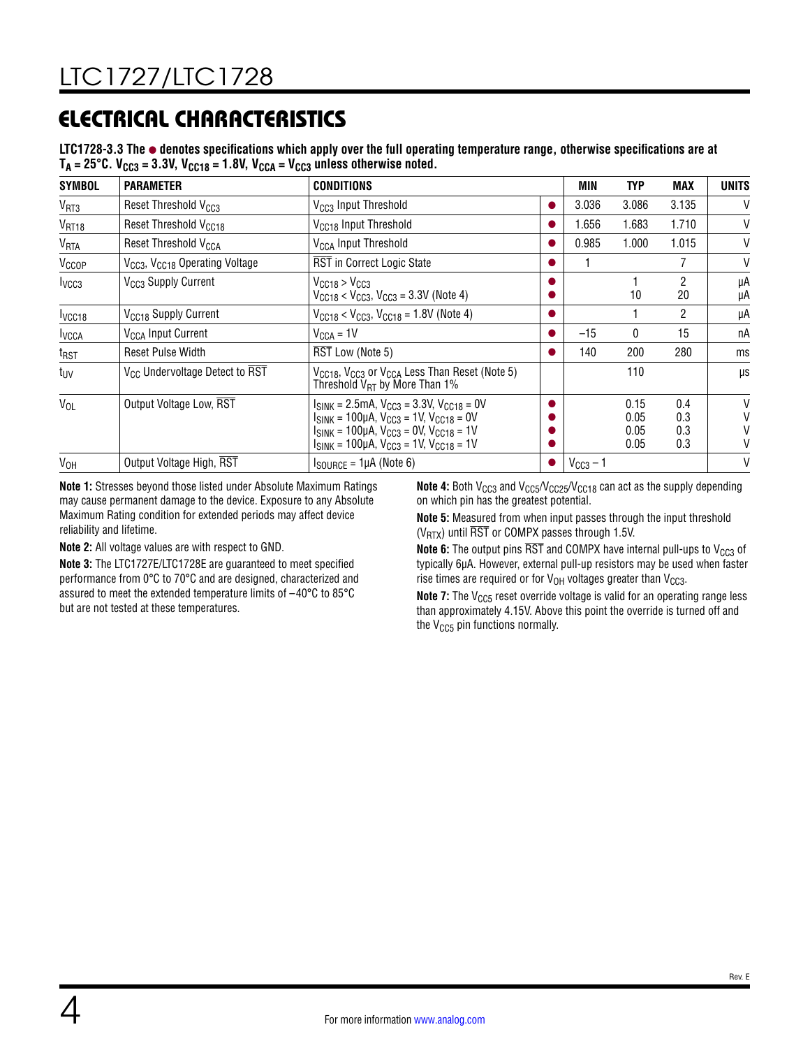## ELECTRICAL CHARACTERISTICS

**LTC1728-3.3 The ● denotes specifications which apply over the full operating temperature range, otherwise specifications are at $T_A$ = 25°C. $V_{CC3}$ = 3.3V, $V_{CC18}$ = 1.8V, $V_{CCA}$ = $V_{CC3}$ unless otherwise noted.**

| SYMBOL | PARAMETER | CONDITIONS | | MIN | TYP | MAX | UNITS |
|---|---|---|---|---|---|---|---|
| $V_{RT3}$ | Reset Threshold $V_{CC3}$ | $V_{CC3}$ Input Threshold | ● | 3.036 | 3.086 | 3.135 | V |
| $V_{RT18}$ | Reset Threshold $V_{CC18}$ | $V_{CC18}$ Input Threshold | ● | 1.656 | 1.683 | 1.710 | V |
| $V_{RTA}$ | Reset Threshold $V_{CCA}$ | $V_{CCA}$ Input Threshold | ● | 0.985 | 1.000 | 1.015 | V |
| $V_{CCOP}$ | $V_{CC3}$, $V_{CC18}$ Operating Voltage | $\overline{RST}$ in Correct Logic State | ● | 1 | | 7 | V |
| $I_{VCC3}$ | $V_{CC3}$ Supply Current | $V_{CC18}$ > $V_{CC3}$<br>$V_{CC18}$ < $V_{CC3}$, $V_{CC3}$ = 3.3V (Note 4) | ●<br>● | | 1<br>10 | 2<br>20 | µA<br>µA |
| $I_{VCC18}$ | $V_{CC18}$ Supply Current | $V_{CC18}$ < $V_{CC3}$, $V_{CC18}$ = 1.8V (Note 4) | ● | | 1 | 2 | µA |
| $I_{VCCA}$ | $V_{CCA}$ Input Current | $V_{CCA}$ = 1V | ● | –15 | 0 | 15 | nA |
| $t_{RST}$ | Reset Pulse Width | $\overline{RST}$ Low (Note 5) | ● | 140 | 200 | 280 | ms |
| $t_{UV}$ | $V_{CC}$ Undervoltage Detect to $\overline{RST}$ | $V_{CC18}$, $V_{CC3}$ or $V_{CCA}$ Less Than Reset (Note 5) Threshold $V_{RT}$ by More Than 1% | | | 110 | | µs |
| $V_{OL}$ | Output Voltage Low, $\overline{RST}$ | $I_{SINK}$ = 2.5mA, $V_{CC3}$ = 3.3V, $V_{CC18}$ = 0V<br>$I_{SINK}$ = 100µA, $V_{CC3}$ = 1V, $V_{CC18}$ = 0V<br>$I_{SINK}$ = 100µA, $V_{CC3}$ = 0V, $V_{CC18}$ = 1V<br>$I_{SINK}$ = 100µA, $V_{CC3}$ = 1V, $V_{CC18}$ = 1V | ●<br>●<br>●<br>● | | 0.15<br>0.05<br>0.05<br>0.05 | 0.4<br>0.3<br>0.3<br>0.3 | V<br>V<br>V<br>V |
| $V_{OH}$ | Output Voltage High, $\overline{RST}$ | $I_{SOURCE}$ = 1µA (Note 6) | ● | $V_{CC3}$ – 1 | | | V |

**Note 1:** Stresses beyond those listed under Absolute Maximum Ratings may cause permanent damage to the device. Exposure to any Absolute Maximum Rating condition for extended periods may affect device reliability and lifetime.

**Note 2:** All voltage values are with respect to GND.

**Note 3:** The LTC1727E/LTC1728E are guaranteed to meet specified performance from 0°C to 70°C and are designed, characterized and assured to meet the extended temperature limits of –40°C to 85°C but are not tested at these temperatures.

**Note 4:** Both $V_{CC3}$ and $V_{CC5}$/$V_{CC25}$/$V_{CC18}$ can act as the supply depending on which pin has the greatest potential.

**Note 5:** Measured from when input passes through the input threshold ($V_{RTX}$) until $\overline{RST}$ or COMPX passes through 1.5V.

**Note 6:** The output pins $\overline{RST}$ and COMPX have internal pull-ups to $V_{CC3}$ of typically 6µA. However, external pull-up resistors may be used when faster rise times are required or for $V_{OH}$ voltages greater than $V_{CC3}$.

**Note 7:** The $V_{CC5}$ reset override voltage is valid for an operating range less than approximately 4.15V. Above this point the override is turned off and the $V_{CC5}$ pin functions normally.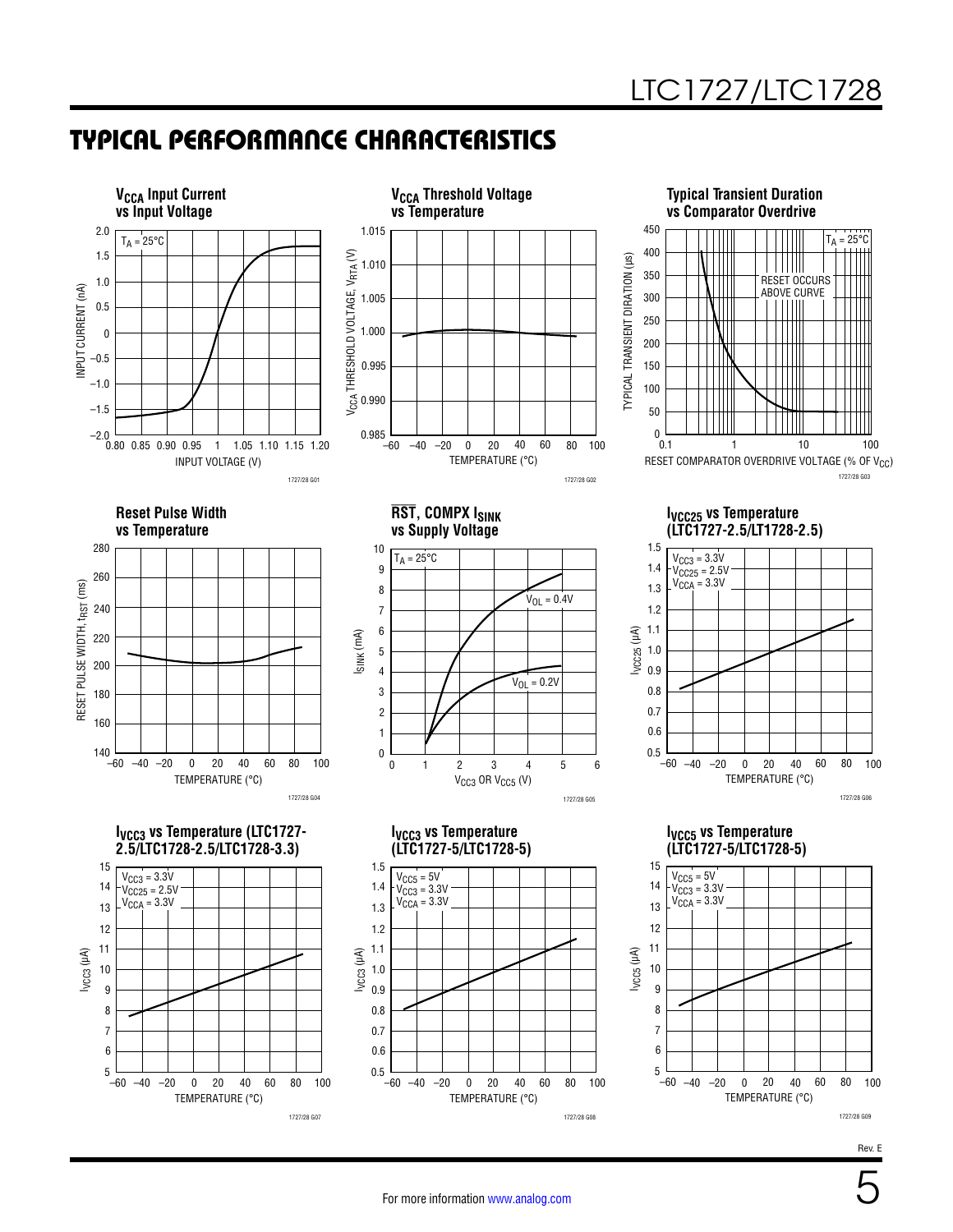## TYPICAL PERFORMANCE CHARACTERISTICS

**$V_{CCA}$ Input Current vs Input Voltage**

$T_A = 25°C$

INPUT CURRENT (nA) vs INPUT VOLTAGE (V)

1727/28 G01

**$V_{CCA}$ Threshold Voltage vs Temperature**

$V_{CCA}$ THRESHOLD VOLTAGE, $V_{RTA}$ (V) vs TEMPERATURE (°C)

1727/28 G02

**Typical Transient Duration vs Comparator Overdrive**

$T_A = 25°C$

RESET OCCURS ABOVE CURVE

TYPICAL TRANSIENT DIRATION (µs) vs RESET COMPARATOR OVERDRIVE VOLTAGE (% OF $V_{CC}$)

1727/28 G03

**Reset Pulse Width vs Temperature**

RESET PULSE WIDTH, $t_{RST}$ (ms) vs TEMPERATURE (°C)

1727/28 G04

**$\overline{RST}$, COMPX $I_{SINK}$ vs Supply Voltage**

$T_A = 25°C$

$V_{OL} = 0.4V$

$V_{OL} = 0.2V$

$I_{SINK}$ (mA) vs $V_{CC3}$ OR $V_{CC5}$ (V)

1727/28 G05

**$I_{VCC25}$ vs Temperature (LTC1727-2.5/LT1728-2.5)**

$V_{CC3} = 3.3V$
$V_{CC25} = 2.5V$
$V_{CCA} = 3.3V$

$I_{VCC25}$ (µA) vs TEMPERATURE (°C)

1727/28 G06

**$I_{VCC3}$ vs Temperature (LTC1727-2.5/LTC1728-2.5/LTC1728-3.3)**

$V_{CC3} = 3.3V$
$V_{CC25} = 2.5V$
$V_{CCA} = 3.3V$

$I_{VCC3}$ (µA) vs TEMPERATURE (°C)

1727/28 G07

**$I_{VCC3}$ vs Temperature (LTC1727-5/LTC1728-5)**

$V_{CC5} = 5V$
$V_{CC3} = 3.3V$
$V_{CCA} = 3.3V$

$I_{VCC3}$ (µA) vs TEMPERATURE (°C)

1727/28 G08

**$I_{VCC5}$ vs Temperature (LTC1727-5/LTC1728-5)**

$V_{CC5} = 5V$
$V_{CC3} = 3.3V$
$V_{CCA} = 3.3V$

$I_{VCC5}$ (µA) vs TEMPERATURE (°C)

1727/28 G09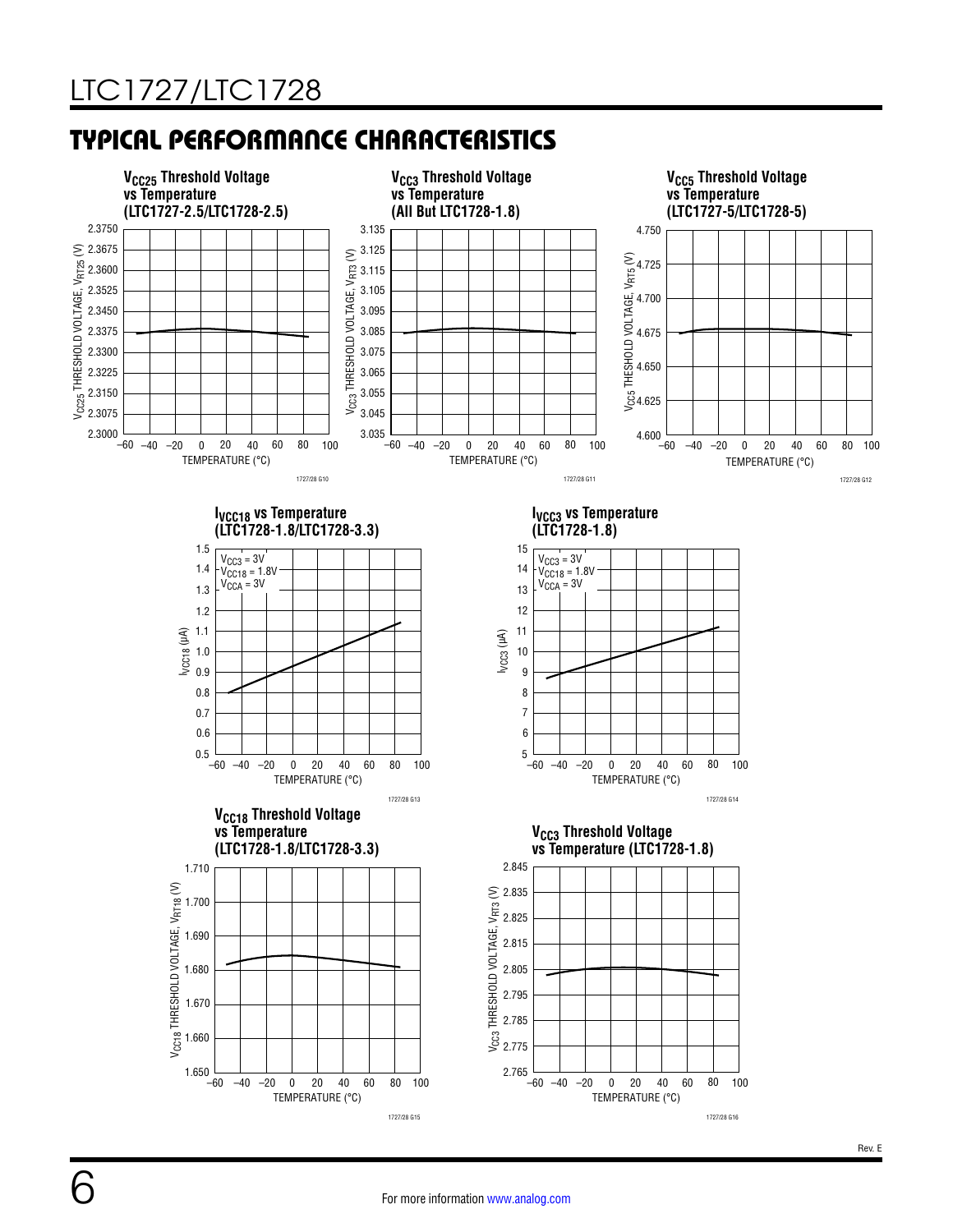## TYPICAL PERFORMANCE CHARACTERISTICS

**$V_{CC25}$ Threshold Voltage vs Temperature (LTC1727-2.5/LTC1728-2.5)**

$V_{CC25}$ THRESHOLD VOLTAGE, $V_{RT25}$ (V): 2.3000, 2.3075, 2.3150, 2.3225, 2.3300, 2.3375, 2.3450, 2.3525, 2.3600, 2.3675, 2.3750

TEMPERATURE (°C): –60, –40, –20, 0, 20, 40, 60, 80, 100

1727/28 G10

**$V_{CC3}$ Threshold Voltage vs Temperature (All But LTC1728-1.8)**

$V_{CC3}$ THRESHOLD VOLTAGE, $V_{RT3}$ (V): 3.035, 3.045, 3.055, 3.065, 3.075, 3.085, 3.095, 3.105, 3.115, 3.125, 3.135

TEMPERATURE (°C): –60, –40, –20, 0, 20, 40, 60, 80, 100

1727/28 G11

**$V_{CC5}$ Threshold Voltage vs Temperature (LTC1727-5/LTC1728-5)**

$V_{CC5}$ THRESHOLD VOLTAGE, $V_{RT5}$ (V): 4.600, 4.625, 4.650, 4.675, 4.700, 4.725, 4.750

TEMPERATURE (°C): –60, –40, –20, 0, 20, 40, 60, 80, 100

1727/28 G12

**$I_{VCC18}$ vs Temperature (LTC1728-1.8/LTC1728-3.3)**

$V_{CC3}$ = 3V
$V_{CC18}$ = 1.8V
$V_{CCA}$ = 3V

$I_{VCC18}$ (µA): 0.5, 0.6, 0.7, 0.8, 0.9, 1.0, 1.1, 1.2, 1.3, 1.4, 1.5

TEMPERATURE (°C): –60, –40, –20, 0, 20, 40, 60, 80, 100

1727/28 G13

**$I_{VCC3}$ vs Temperature (LTC1728-1.8)**

$V_{CC3}$ = 3V
$V_{CC18}$ = 1.8V
$V_{CCA}$ = 3V

$I_{VCC3}$ (µA): 5, 6, 7, 8, 9, 10, 11, 12, 13, 14, 15

TEMPERATURE (°C): –60, –40, –20, 0, 20, 40, 60, 80, 100

1727/28 G14

**$V_{CC18}$ Threshold Voltage vs Temperature (LTC1728-1.8/LTC1728-3.3)**

$V_{CC18}$ THRESHOLD VOLTAGE, $V_{RT18}$ (V): 1.650, 1.660, 1.670, 1.680, 1.690, 1.700, 1.710

TEMPERATURE (°C): –60, –40, –20, 0, 20, 40, 60, 80, 100

1727/28 G15

**$V_{CC3}$ Threshold Voltage vs Temperature (LTC1728-1.8)**

$V_{CC3}$ THRESHOLD VOLTAGE, $V_{RT3}$ (V): 2.765, 2.775, 2.785, 2.795, 2.805, 2.815, 2.825, 2.835, 2.845

TEMPERATURE (°C): –60, –40, –20, 0, 20, 40, 60, 80, 100

1727/28 G16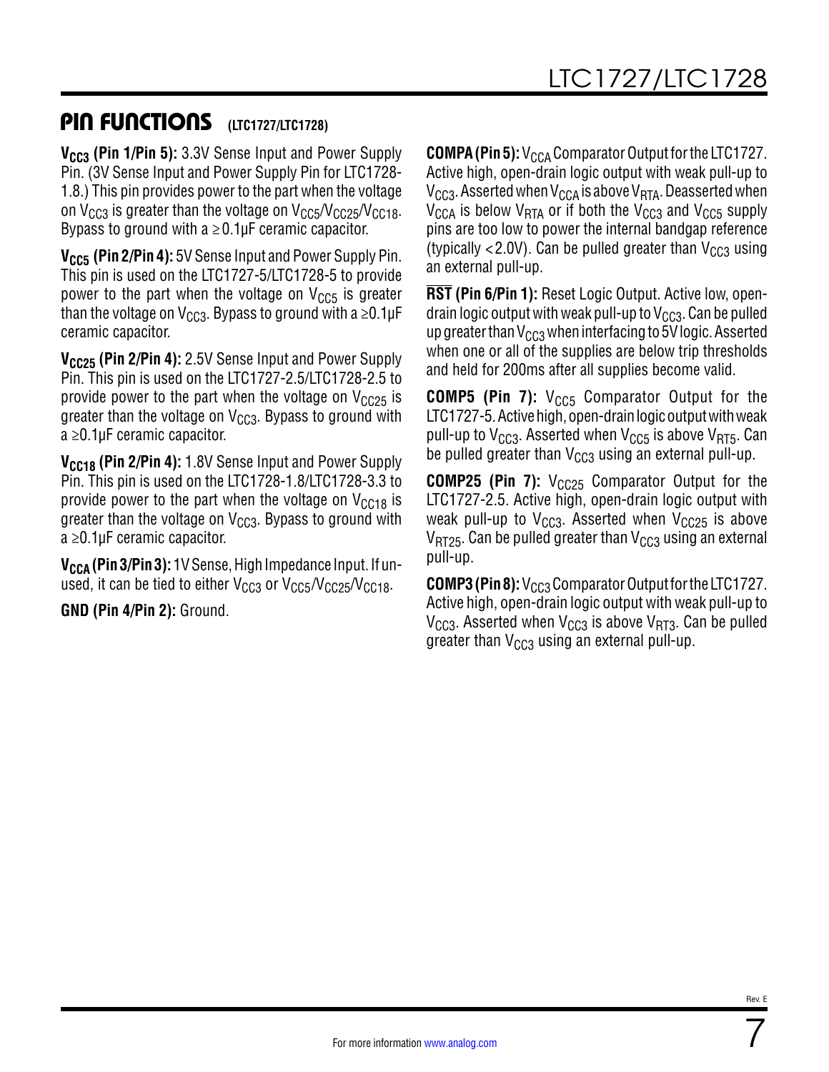## PIN FUNCTIONS (LTC1727/LTC1728)

**$V_{CC3}$ (Pin 1/Pin 5):** 3.3V Sense Input and Power Supply Pin. (3V Sense Input and Power Supply Pin for LTC1728-1.8.) This pin provides power to the part when the voltage on $V_{CC3}$ is greater than the voltage on $V_{CC5}/V_{CC25}/V_{CC18}$. Bypass to ground with a ≥0.1µF ceramic capacitor.

**$V_{CC5}$ (Pin 2/Pin 4):** 5V Sense Input and Power Supply Pin. This pin is used on the LTC1727-5/LTC1728-5 to provide power to the part when the voltage on $V_{CC5}$ is greater than the voltage on $V_{CC3}$. Bypass to ground with a ≥0.1µF ceramic capacitor.

**$V_{CC25}$ (Pin 2/Pin 4):** 2.5V Sense Input and Power Supply Pin. This pin is used on the LTC1727-2.5/LTC1728-2.5 to provide power to the part when the voltage on $V_{CC25}$ is greater than the voltage on $V_{CC3}$. Bypass to ground with a ≥0.1µF ceramic capacitor.

**$V_{CC18}$ (Pin 2/Pin 4):** 1.8V Sense Input and Power Supply Pin. This pin is used on the LTC1728-1.8/LTC1728-3.3 to provide power to the part when the voltage on $V_{CC18}$ is greater than the voltage on $V_{CC3}$. Bypass to ground with a ≥0.1µF ceramic capacitor.

**$V_{CCA}$ (Pin 3/Pin 3):** 1V Sense, High Impedance Input. If unused, it can be tied to either $V_{CC3}$ or $V_{CC5}/V_{CC25}/V_{CC18}$.

**GND (Pin 4/Pin 2):** Ground.

**COMPA (Pin 5):** $V_{CCA}$ Comparator Output for the LTC1727. Active high, open-drain logic output with weak pull-up to $V_{CC3}$. Asserted when $V_{CCA}$ is above $V_{RTA}$. Deasserted when $V_{CCA}$ is below $V_{RTA}$ or if both the $V_{CC3}$ and $V_{CC5}$ supply pins are too low to power the internal bandgap reference (typically <2.0V). Can be pulled greater than $V_{CC3}$ using an external pull-up.

**$\overline{RST}$ (Pin 6/Pin 1):** Reset Logic Output. Active low, open-drain logic output with weak pull-up to $V_{CC3}$. Can be pulled up greater than $V_{CC3}$ when interfacing to 5V logic. Asserted when one or all of the supplies are below trip thresholds and held for 200ms after all supplies become valid.

**COMP5 (Pin 7):** $V_{CC5}$ Comparator Output for the LTC1727-5. Active high, open-drain logic output with weak pull-up to $V_{CC3}$. Asserted when $V_{CC5}$ is above $V_{RT5}$. Can be pulled greater than $V_{CC3}$ using an external pull-up.

**COMP25 (Pin 7):** $V_{CC25}$ Comparator Output for the LTC1727-2.5. Active high, open-drain logic output with weak pull-up to $V_{CC3}$. Asserted when $V_{CC25}$ is above $V_{RT25}$. Can be pulled greater than $V_{CC3}$ using an external pull-up.

**COMP3 (Pin 8):** $V_{CC3}$ Comparator Output for the LTC1727. Active high, open-drain logic output with weak pull-up to $V_{CC3}$. Asserted when $V_{CC3}$ is above $V_{RT3}$. Can be pulled greater than $V_{CC3}$ using an external pull-up.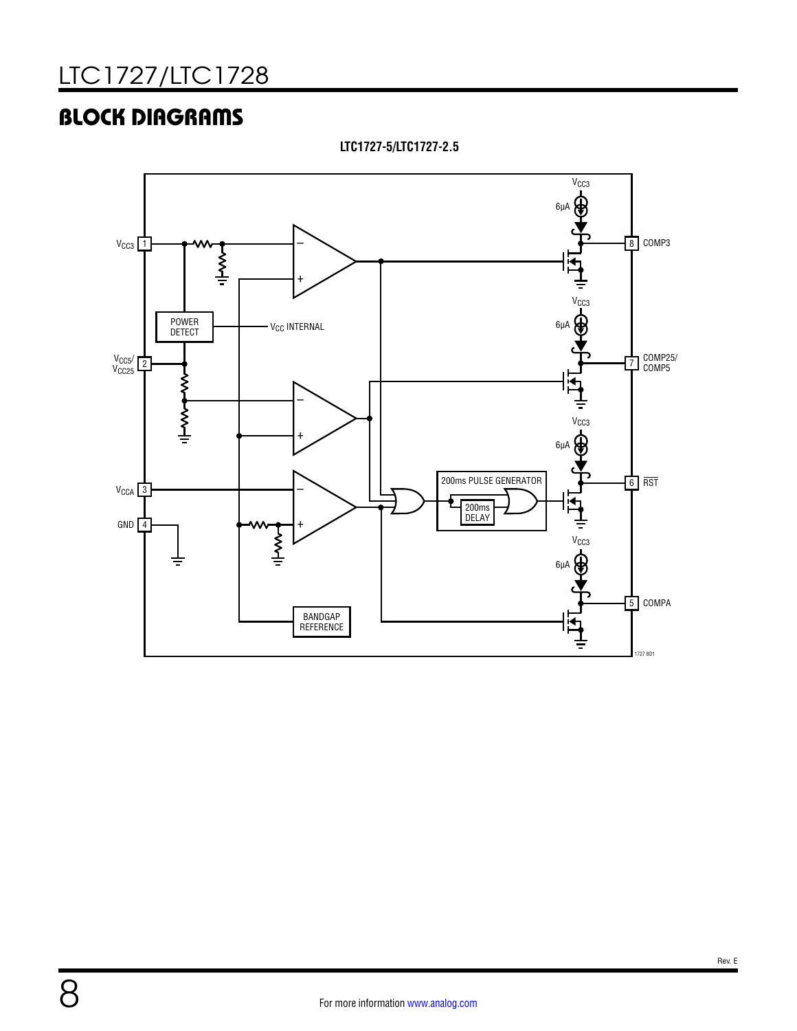## BLOCK DIAGRAMS

**LTC1727-5/LTC1727-2.5**

$V_{CC3}$ 1

$V_{CC5}$/ $V_{CC25}$ 2

$V_{CCA}$ 3

GND 4

POWER DETECT

$V_{CC}$ INTERNAL

BANDGAP REFERENCE

200ms PULSE GENERATOR

200ms DELAY

$V_{CC3}$

6μA

8 COMP3

7 COMP25/ COMP5

6 RST

5 COMPA

1727 BD1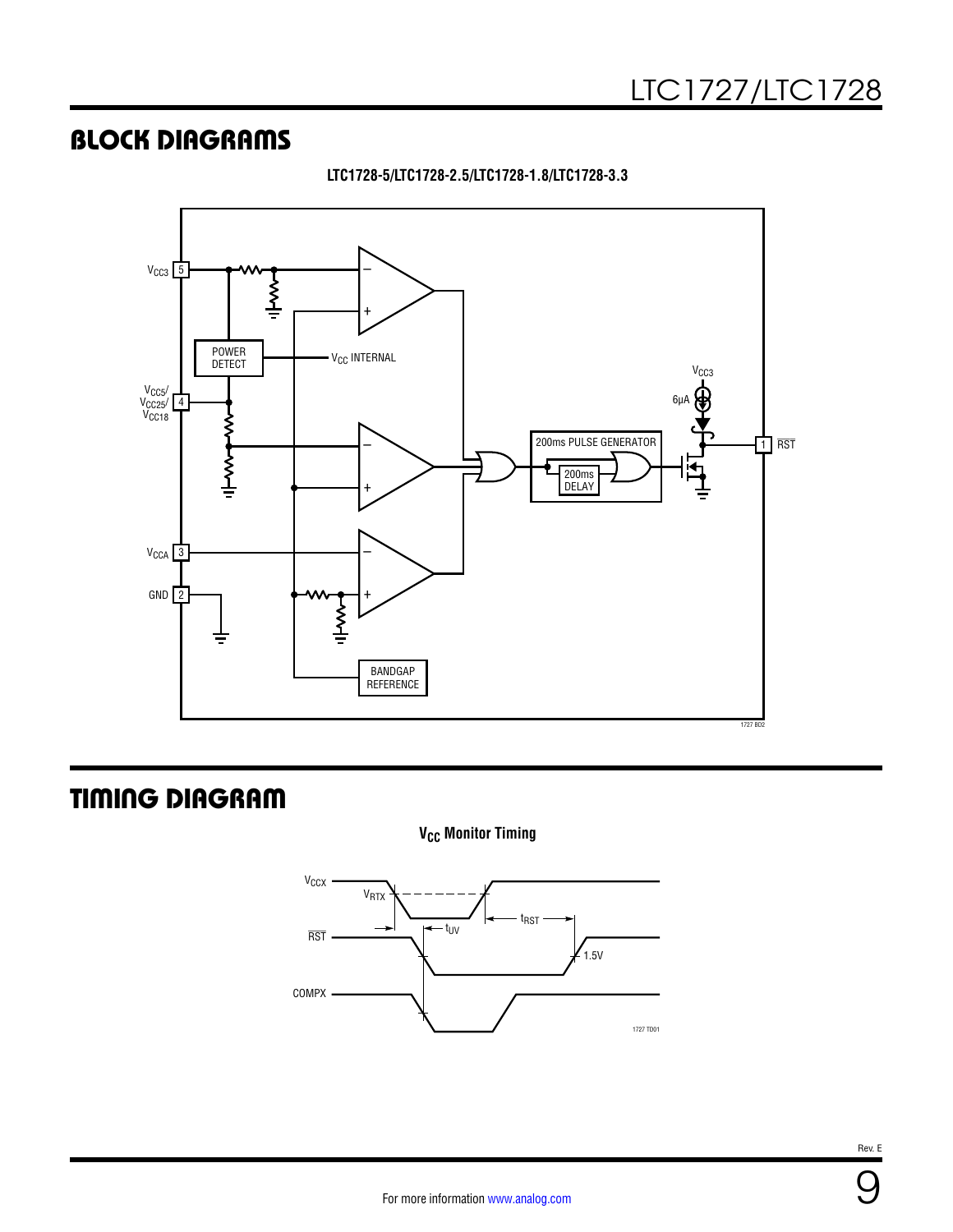## BLOCK DIAGRAMS

**LTC1728-5/LTC1728-2.5/LTC1728-1.8/LTC1728-3.3**

## TIMING DIAGRAM

**$V_{CC}$ Monitor Timing**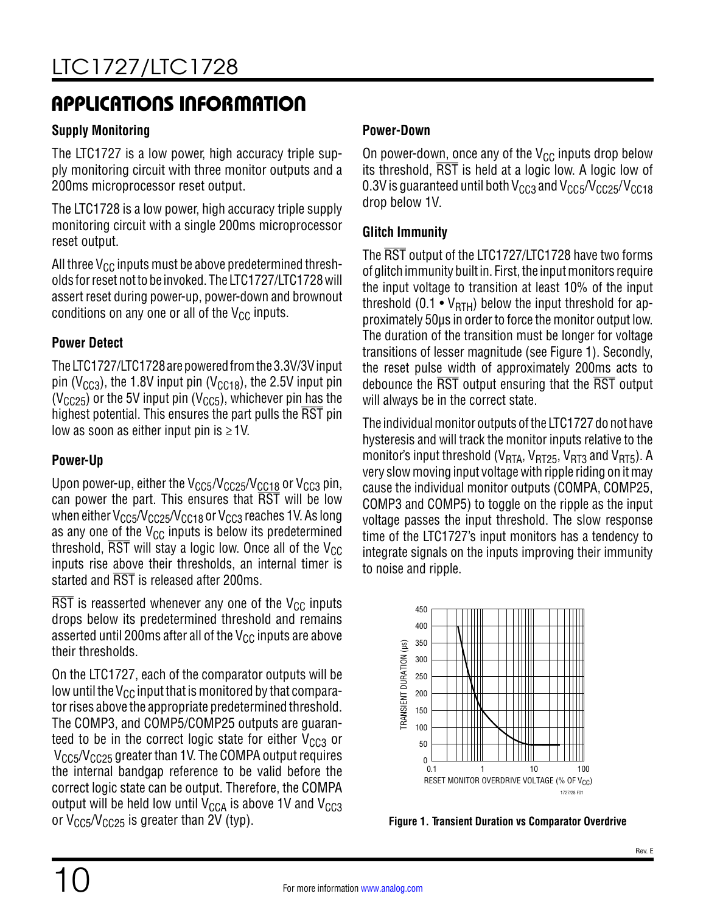## APPLICATIONS INFORMATION

### Supply Monitoring

The LTC1727 is a low power, high accuracy triple supply monitoring circuit with three monitor outputs and a 200ms microprocessor reset output.

The LTC1728 is a low power, high accuracy triple supply monitoring circuit with a single 200ms microprocessor reset output.

All three $V_{CC}$ inputs must be above predetermined thresholds for reset not to be invoked. The LTC1727/LTC1728 will assert reset during power-up, power-down and brownout conditions on any one or all of the $V_{CC}$ inputs.

### Power Detect

The LTC1727/LTC1728 are powered from the 3.3V/3V input pin ($V_{CC3}$), the 1.8V input pin ($V_{CC18}$), the 2.5V input pin ($V_{CC25}$) or the 5V input pin ($V_{CC5}$), whichever pin has the highest potential. This ensures the part pulls the $\overline{RST}$ pin low as soon as either input pin is ≥1V.

### Power-Up

Upon power-up, either the $V_{CC5}/V_{CC25}/V_{CC18}$ or $V_{CC3}$ pin, can power the part. This ensures that $\overline{RST}$ will be low when either $V_{CC5}/V_{CC25}/V_{CC18}$ or $V_{CC3}$ reaches 1V. As long as any one of the $V_{CC}$ inputs is below its predetermined threshold, $\overline{RST}$ will stay a logic low. Once all of the $V_{CC}$ inputs rise above their thresholds, an internal timer is started and $\overline{RST}$ is released after 200ms.

$\overline{RST}$ is reasserted whenever any one of the $V_{CC}$ inputs drops below its predetermined threshold and remains asserted until 200ms after all of the $V_{CC}$ inputs are above their thresholds.

On the LTC1727, each of the comparator outputs will be low until the $V_{CC}$ input that is monitored by that comparator rises above the appropriate predetermined threshold. The COMP3, and COMP5/COMP25 outputs are guaranteed to be in the correct logic state for either $V_{CC3}$ or $V_{CC5}/V_{CC25}$ greater than 1V. The COMPA output requires the internal bandgap reference to be valid before the correct logic state can be output. Therefore, the COMPA output will be held low until $V_{CCA}$ is above 1V and $V_{CC3}$ or $V_{CC5}/V_{CC25}$ is greater than 2V (typ).

### Power-Down

On power-down, once any of the $V_{CC}$ inputs drop below its threshold, $\overline{RST}$ is held at a logic low. A logic low of 0.3V is guaranteed until both $V_{CC3}$ and $V_{CC5}/V_{CC25}/V_{CC18}$ drop below 1V.

### Glitch Immunity

The $\overline{RST}$ output of the LTC1727/LTC1728 have two forms of glitch immunity built in. First, the input monitors require the input voltage to transition at least 10% of the input threshold ($0.1 \bullet V_{RTH}$) below the input threshold for approximately 50μs in order to force the monitor output low. The duration of the transition must be longer for voltage transitions of lesser magnitude (see Figure 1). Secondly, the reset pulse width of approximately 200ms acts to debounce the $\overline{RST}$ output ensuring that the $\overline{RST}$ output will always be in the correct state.

The individual monitor outputs of the LTC1727 do not have hysteresis and will track the monitor inputs relative to the monitor's input threshold ($V_{RTA}$, $V_{RT25}$, $V_{RT3}$ and $V_{RT5}$). A very slow moving input voltage with ripple riding on it may cause the individual monitor outputs (COMPA, COMP25, COMP3 and COMP5) to toggle on the ripple as the input voltage passes the input threshold. The slow response time of the LTC1727's input monitors has a tendency to integrate signals on the inputs improving their immunity to noise and ripple.

**Figure 1. Transient Duration vs Comparator Overdrive**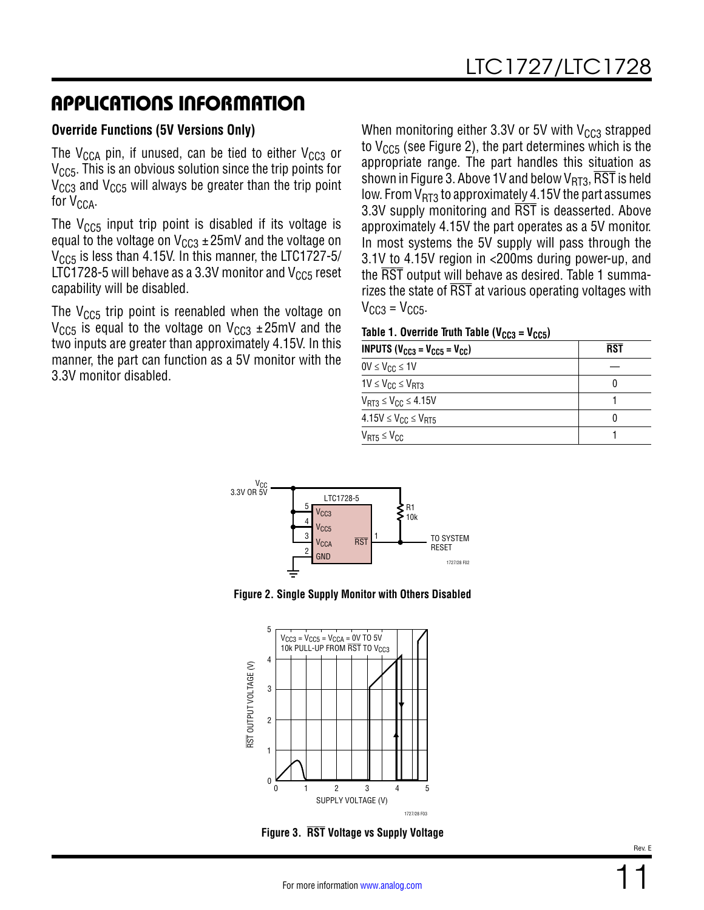## APPLICATIONS INFORMATION

### Override Functions (5V Versions Only)

The $V_{CCA}$ pin, if unused, can be tied to either $V_{CC3}$ or $V_{CC5}$. This is an obvious solution since the trip points for $V_{CC3}$ and $V_{CC5}$ will always be greater than the trip point for $V_{CCA}$.

The $V_{CC5}$ input trip point is disabled if its voltage is equal to the voltage on $V_{CC3}$ ±25mV and the voltage on $V_{CC5}$ is less than 4.15V. In this manner, the LTC1727-5/ LTC1728-5 will behave as a 3.3V monitor and $V_{CC5}$ reset capability will be disabled.

The $V_{CC5}$ trip point is reenabled when the voltage on $V_{CC5}$ is equal to the voltage on $V_{CC3}$ ±25mV and the two inputs are greater than approximately 4.15V. In this manner, the part can function as a 5V monitor with the 3.3V monitor disabled.

When monitoring either 3.3V or 5V with $V_{CC3}$ strapped to $V_{CC5}$ (see Figure 2), the part determines which is the appropriate range. The part handles this situation as shown in Figure 3. Above 1V and below $V_{RT3}$, $\overline{RST}$ is held low. From $V_{RT3}$ to approximately 4.15V the part assumes 3.3V supply monitoring and $\overline{RST}$ is deasserted. Above approximately 4.15V the part operates as a 5V monitor. In most systems the 5V supply will pass through the 3.1V to 4.15V region in <200ms during power-up, and the $\overline{RST}$ output will behave as desired. Table 1 summarizes the state of $\overline{RST}$ at various operating voltages with $V_{CC3} = V_{CC5}$.

**Table 1. Override Truth Table ($V_{CC3} = V_{CC5}$)**

| INPUTS ($V_{CC3} = V_{CC5} = V_{CC}$) | $\overline{RST}$ |
|---|---|
| $0V \le V_{CC} \le 1V$ | — |
| $1V \le V_{CC} \le V_{RT3}$ | 0 |
| $V_{RT3} \le V_{CC} \le 4.15V$ | 1 |
| $4.15V \le V_{CC} \le V_{RT5}$ | 0 |
| $V_{RT5} \le V_{CC}$ | 1 |

**Figure 2. Single Supply Monitor with Others Disabled**

**Figure 3. $\overline{RST}$ Voltage vs Supply Voltage**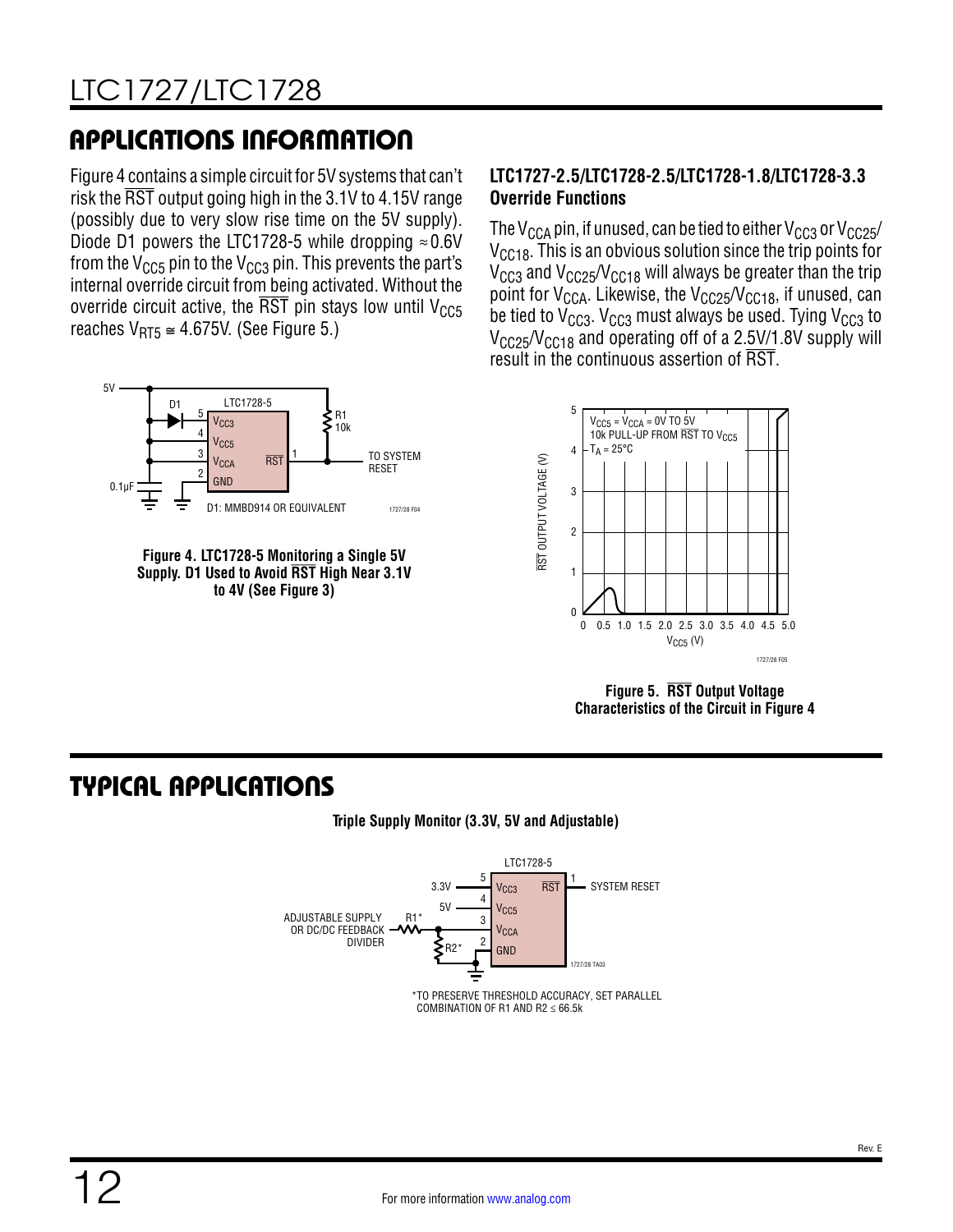## APPLICATIONS INFORMATION

Figure 4 contains a simple circuit for 5V systems that can't risk the $\overline{RST}$ output going high in the 3.1V to 4.15V range (possibly due to very slow rise time on the 5V supply). Diode D1 powers the LTC1728-5 while dropping ≈0.6V from the $V_{CC5}$ pin to the $V_{CC3}$ pin. This prevents the part's internal override circuit from being activated. Without the override circuit active, the $\overline{RST}$ pin stays low until $V_{CC5}$ reaches $V_{RT5}$ ≅ 4.675V. (See Figure 5.)

**Figure 4. LTC1728-5 Monitoring a Single 5V Supply. D1 Used to Avoid $\overline{RST}$ High Near 3.1V to 4V (See Figure 3)**

### LTC1727-2.5/LTC1728-2.5/LTC1728-1.8/LTC1728-3.3 Override Functions

The $V_{CCA}$ pin, if unused, can be tied to either $V_{CC3}$ or $V_{CC25}$/$V_{CC18}$. This is an obvious solution since the trip points for $V_{CC3}$ and $V_{CC25}$/$V_{CC18}$ will always be greater than the trip point for $V_{CCA}$. Likewise, the $V_{CC25}$/$V_{CC18}$, if unused, can be tied to $V_{CC3}$. $V_{CC3}$ must always be used. Tying $V_{CC3}$ to $V_{CC25}$/$V_{CC18}$ and operating off of a 2.5V/1.8V supply will result in the continuous assertion of $\overline{RST}$.

**Figure 5. $\overline{RST}$ Output Voltage Characteristics of the Circuit in Figure 4**

## TYPICAL APPLICATIONS

**Triple Supply Monitor (3.3V, 5V and Adjustable)**

*TO PRESERVE THRESHOLD ACCURACY, SET PARALLEL COMBINATION OF R1 AND R2 ≤ 66.5k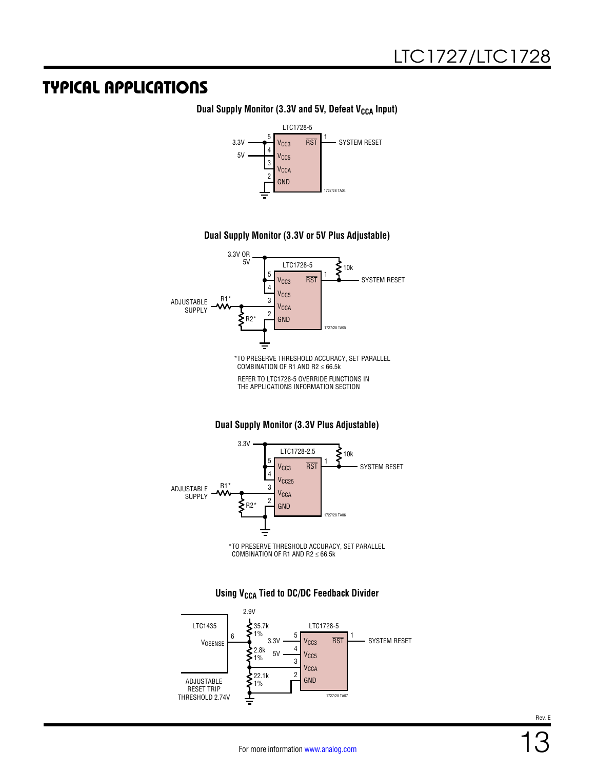## TYPICAL APPLICATIONS

**Dual Supply Monitor (3.3V and 5V, Defeat $V_{CCA}$ Input)**

LTC1728-5

3.3V — 5 $V_{CC3}$ — $\overline{RST}$ 1 — SYSTEM RESET

5V — 4 $V_{CC5}$

3 $V_{CCA}$

2 GND

1727/28 TA04

**Dual Supply Monitor (3.3V or 5V Plus Adjustable)**

3.3V OR 5V

LTC1728-5

5 $V_{CC3}$ — $\overline{RST}$ 1 — 10k — SYSTEM RESET

4 $V_{CC5}$

ADJUSTABLE SUPPLY — R1* — 3 $V_{CCA}$

R2* — 2 GND

1727/28 TA05

*TO PRESERVE THRESHOLD ACCURACY, SET PARALLEL COMBINATION OF R1 AND R2 ≤ 66.5k

REFER TO LTC1728-5 OVERRIDE FUNCTIONS IN THE APPLICATIONS INFORMATION SECTION

**Dual Supply Monitor (3.3V Plus Adjustable)**

3.3V

LTC1728-2.5

5 $V_{CC3}$ — $\overline{RST}$ 1 — 10k — SYSTEM RESET

4 $V_{CC25}$

ADJUSTABLE SUPPLY — R1* — 3 $V_{CCA}$

R2* — 2 GND

1727/28 TA06

*TO PRESERVE THRESHOLD ACCURACY, SET PARALLEL COMBINATION OF R1 AND R2 ≤ 66.5k

**Using $V_{CCA}$ Tied to DC/DC Feedback Divider**

2.9V

LTC1435 — $V_{OSENSE}$ 6

35.7k 1%

2.8k 1%

22.1k 1%

ADJUSTABLE RESET TRIP THRESHOLD 2.74V

LTC1728-5

3.3V — 5 $V_{CC3}$ — $\overline{RST}$ 1 — SYSTEM RESET

5V — 4 $V_{CC5}$

3 $V_{CCA}$

2 GND

1727/28 TA07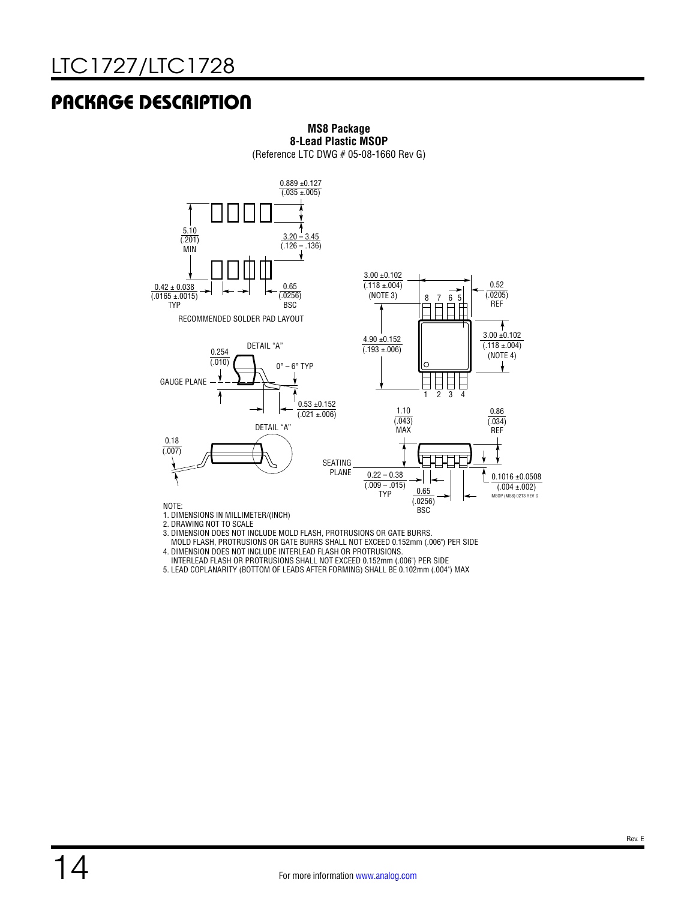## PACKAGE DESCRIPTION

**MS8 Package**
**8-Lead Plastic MSOP**
(Reference LTC DWG # 05-08-1660 Rev G)

0.889 ±0.127 (.035 ±.005)

5.10 (.201) MIN

3.20 – 3.45 (.126 – .136)

0.42 ± 0.038 (.0165 ±.0015) TYP

0.65 (.0256) BSC

RECOMMENDED SOLDER PAD LAYOUT

3.00 ±0.102 (.118 ±.004) (NOTE 3)

0.52 (.0205) REF

4.90 ±0.152 (.193 ±.006)

3.00 ±0.102 (.118 ±.004) (NOTE 4)

DETAIL “A”

0.254 (.010)

0° – 6° TYP

GAUGE PLANE

0.53 ±0.152 (.021 ±.006)

DETAIL “A”

0.18 (.007)

1.10 (.043) MAX

0.86 (.034) REF

SEATING PLANE

0.22 – 0.38 (.009 – .015) TYP

0.65 (.0256) BSC

0.1016 ±0.0508 (.004 ±.002)

MSOP (MS8) 0213 REV G

NOTE:
1. DIMENSIONS IN MILLIMETER/(INCH)
2. DRAWING NOT TO SCALE
3. DIMENSION DOES NOT INCLUDE MOLD FLASH, PROTRUSIONS OR GATE BURRS. MOLD FLASH, PROTRUSIONS OR GATE BURRS SHALL NOT EXCEED 0.152mm (.006") PER SIDE
4. DIMENSION DOES NOT INCLUDE INTERLEAD FLASH OR PROTRUSIONS. INTERLEAD FLASH OR PROTRUSIONS SHALL NOT EXCEED 0.152mm (.006") PER SIDE
5. LEAD COPLANARITY (BOTTOM OF LEADS AFTER FORMING) SHALL BE 0.102mm (.004") MAX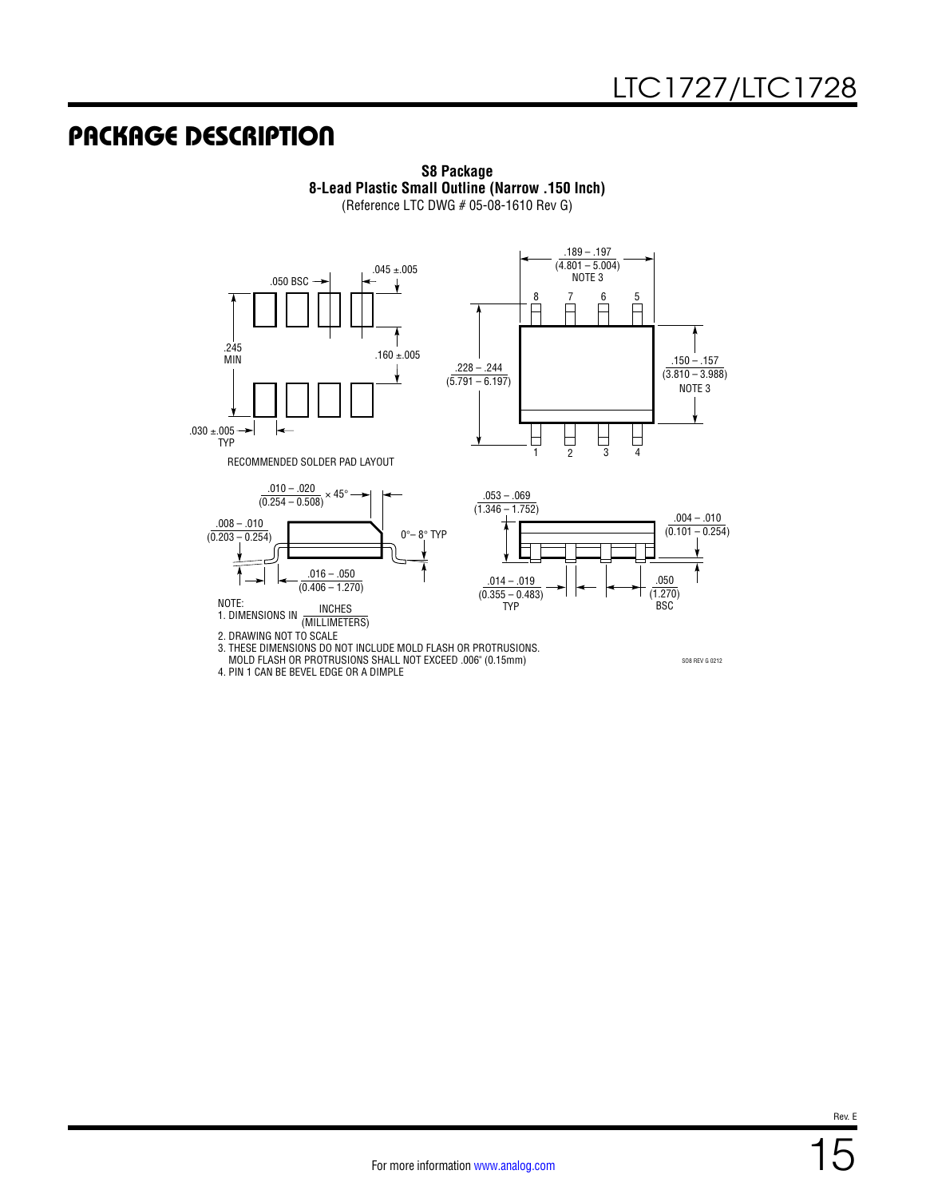## PACKAGE DESCRIPTION

**S8 Package**
**8-Lead Plastic Small Outline (Narrow .150 Inch)**
(Reference LTC DWG # 05-08-1610 Rev G)

.189 – .197 (4.801 – 5.004) NOTE 3

.050 BSC

.045 ±.005

.245 MIN

.160 ±.005

.228 – .244 (5.791 – 6.197)

.150 – .157 (3.810 – 3.988) NOTE 3

.030 ±.005 TYP

RECOMMENDED SOLDER PAD LAYOUT

.010 – .020 (0.254 – 0.508) × 45°

.008 – .010 (0.203 – 0.254)

0°– 8° TYP

.016 – .050 (0.406 – 1.270)

.053 – .069 (1.346 – 1.752)

.004 – .010 (0.101 – 0.254)

.014 – .019 (0.355 – 0.483) TYP

.050 (1.270) BSC

NOTE:
1. DIMENSIONS IN INCHES (MILLIMETERS)
2. DRAWING NOT TO SCALE
3. THESE DIMENSIONS DO NOT INCLUDE MOLD FLASH OR PROTRUSIONS. MOLD FLASH OR PROTRUSIONS SHALL NOT EXCEED .006" (0.15mm)
4. PIN 1 CAN BE BEVEL EDGE OR A DIMPLE

SO8 REV G 0212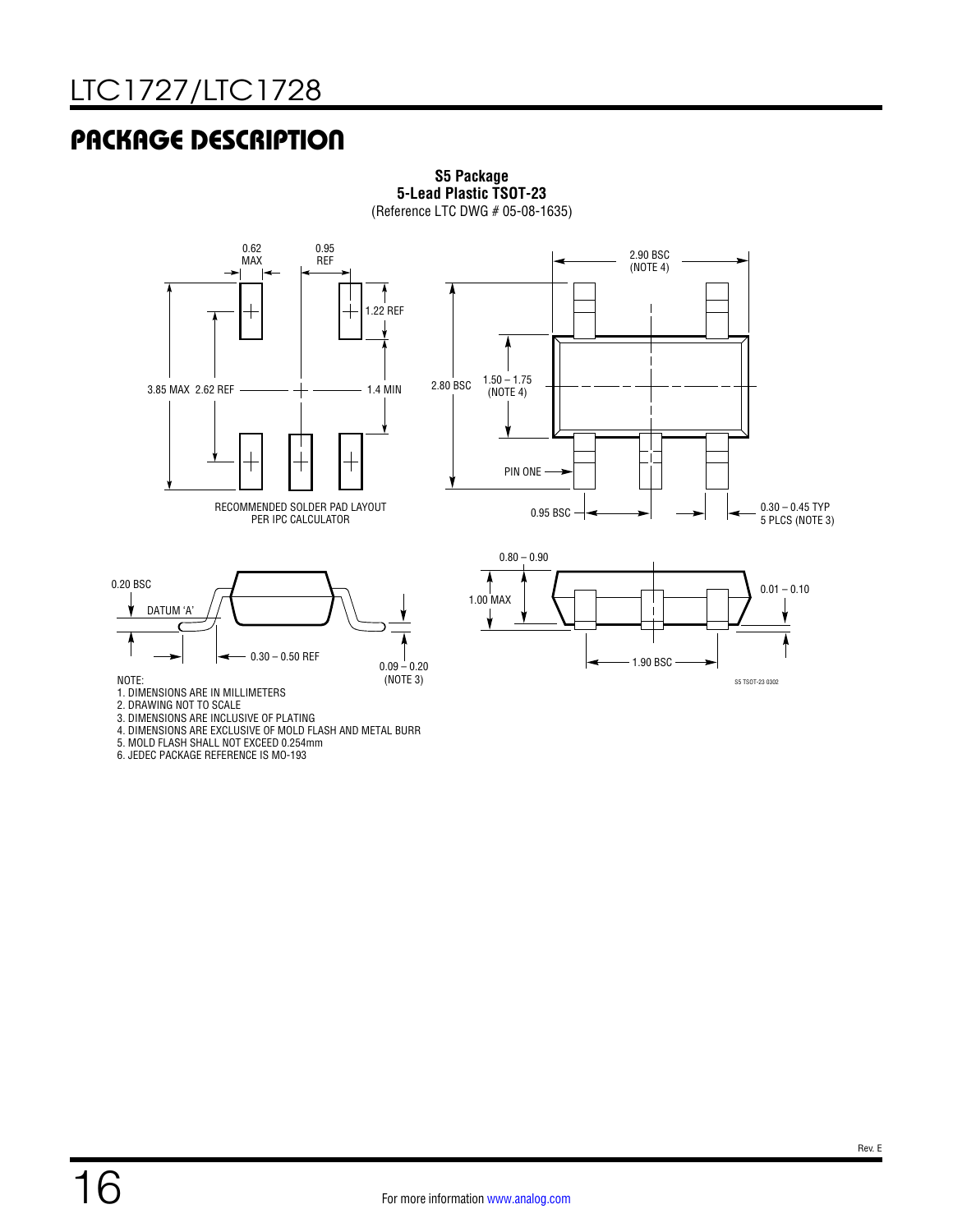# PACKAGE DESCRIPTION

**S5 Package**
**5-Lead Plastic TSOT-23**
(Reference LTC DWG # 05-08-1635)

0.62 MAX

0.95 REF

1.22 REF

3.85 MAX 2.62 REF

1.4 MIN

RECOMMENDED SOLDER PAD LAYOUT PER IPC CALCULATOR

2.90 BSC (NOTE 4)

2.80 BSC

1.50 – 1.75 (NOTE 4)

PIN ONE

0.95 BSC

0.30 – 0.45 TYP 5 PLCS (NOTE 3)

0.20 BSC

DATUM 'A'

0.30 – 0.50 REF

0.09 – 0.20 (NOTE 3)

0.80 – 0.90

1.00 MAX

0.01 – 0.10

1.90 BSC

S5 TSOT-23 0302

NOTE:
1. DIMENSIONS ARE IN MILLIMETERS
2. DRAWING NOT TO SCALE
3. DIMENSIONS ARE INCLUSIVE OF PLATING
4. DIMENSIONS ARE EXCLUSIVE OF MOLD FLASH AND METAL BURR
5. MOLD FLASH SHALL NOT EXCEED 0.254mm
6. JEDEC PACKAGE REFERENCE IS MO-193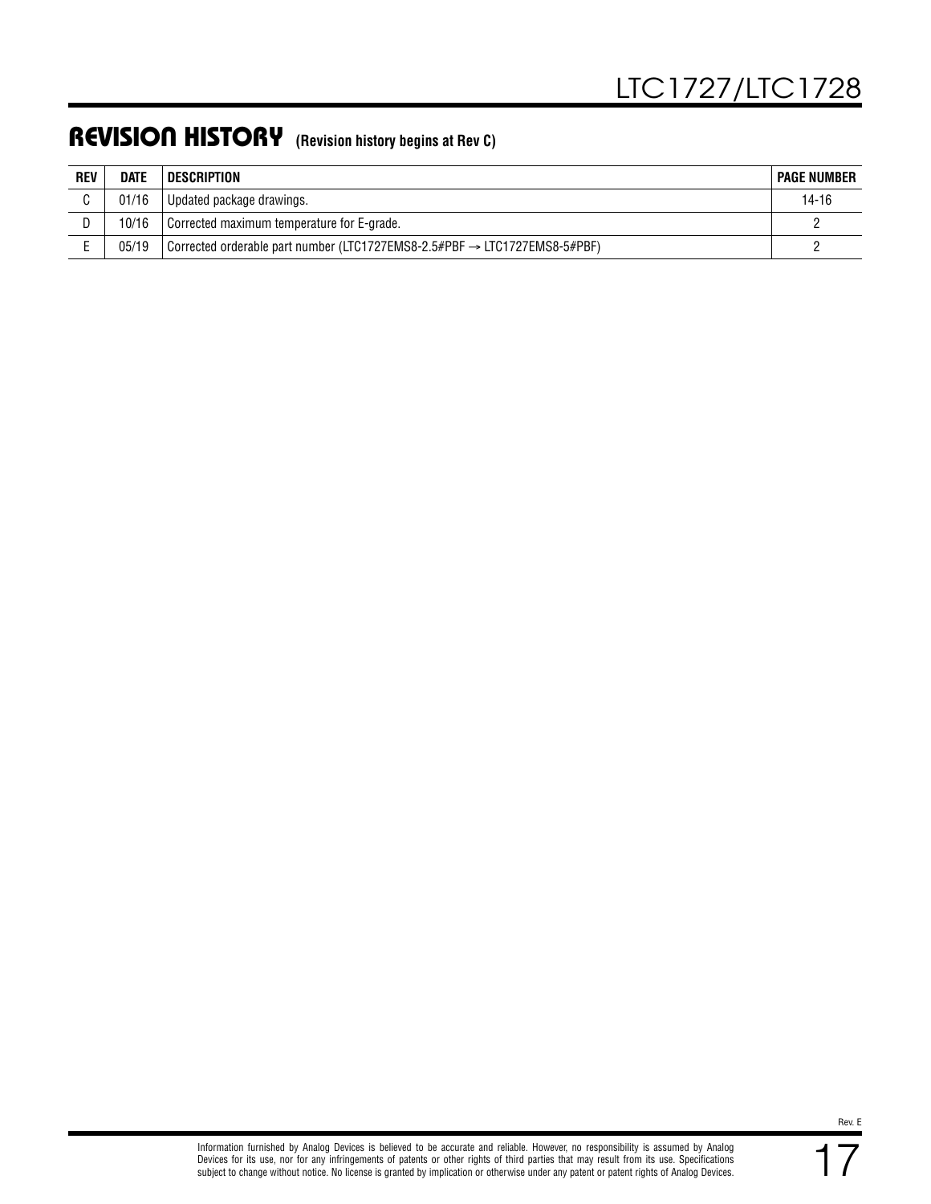## REVISION HISTORY (Revision history begins at Rev C)

| REV | DATE | DESCRIPTION | PAGE NUMBER |
|---|---|---|---|
| C | 01/16 | Updated package drawings. | 14-16 |
| D | 10/16 | Corrected maximum temperature for E-grade. | 2 |
| E | 05/19 | Corrected orderable part number (LTC1727EMS8-2.5#PBF → LTC1727EMS8-5#PBF) | 2 |

Information furnished by Analog Devices is believed to be accurate and reliable. However, no responsibility is assumed by Analog Devices for its use, nor for any infringements of patents or other rights of third parties that may result from its use. Specifications subject to change without notice. No license is granted by implication or otherwise under any patent or patent rights of Analog Devices.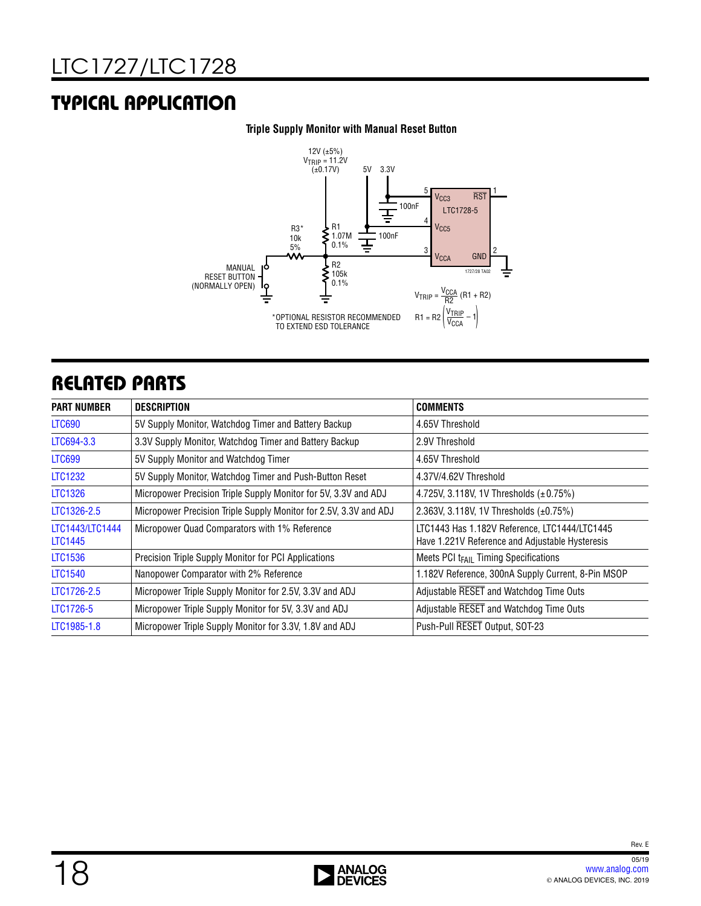## TYPICAL APPLICATION

**Triple Supply Monitor with Manual Reset Button**

12V (±5%)
$V_{TRIP}$ = 11.2V
(±0.17V)

5V 3.3V

100nF

100nF

R1
1.07M
0.1%

R3*
10k
5%

R2
105k
0.1%

MANUAL
RESET BUTTON
(NORMALLY OPEN)

LTC1728-5

$V_{CC3}$ 5

$\overline{RST}$ 1

$V_{CC5}$ 4

$V_{CCA}$ 3

GND 2

1727/28 TA02

$$V_{TRIP} = \frac{V_{CCA}}{R2}(R1 + R2)$$

$$R1 = R2\left(\frac{V_{TRIP}}{V_{CCA}} - 1\right)$$

*OPTIONAL RESISTOR RECOMMENDED
TO EXTEND ESD TOLERANCE

## RELATED PARTS

| PART NUMBER | DESCRIPTION | COMMENTS |
|---|---|---|
| LTC690 | 5V Supply Monitor, Watchdog Timer and Battery Backup | 4.65V Threshold |
| LTC694-3.3 | 3.3V Supply Monitor, Watchdog Timer and Battery Backup | 2.9V Threshold |
| LTC699 | 5V Supply Monitor and Watchdog Timer | 4.65V Threshold |
| LTC1232 | 5V Supply Monitor, Watchdog Timer and Push-Button Reset | 4.37V/4.62V Threshold |
| LTC1326 | Micropower Precision Triple Supply Monitor for 5V, 3.3V and ADJ | 4.725V, 3.118V, 1V Thresholds (±0.75%) |
| LTC1326-2.5 | Micropower Precision Triple Supply Monitor for 2.5V, 3.3V and ADJ | 2.363V, 3.118V, 1V Thresholds (±0.75%) |
| LTC1443/LTC1444 LTC1445 | Micropower Quad Comparators with 1% Reference | LTC1443 Has 1.182V Reference, LTC1444/LTC1445 Have 1.221V Reference and Adjustable Hysteresis |
| LTC1536 | Precision Triple Supply Monitor for PCI Applications | Meets PCI $t_{FAIL}$ Timing Specifications |
| LTC1540 | Nanopower Comparator with 2% Reference | 1.182V Reference, 300nA Supply Current, 8-Pin MSOP |
| LTC1726-2.5 | Micropower Triple Supply Monitor for 2.5V, 3.3V and ADJ | Adjustable $\overline{RESET}$ and Watchdog Time Outs |
| LTC1726-5 | Micropower Triple Supply Monitor for 5V, 3.3V and ADJ | Adjustable $\overline{RESET}$ and Watchdog Time Outs |
| LTC1985-1.8 | Micropower Triple Supply Monitor for 3.3V, 1.8V and ADJ | Push-Pull $\overline{RESET}$ Output, SOT-23 |